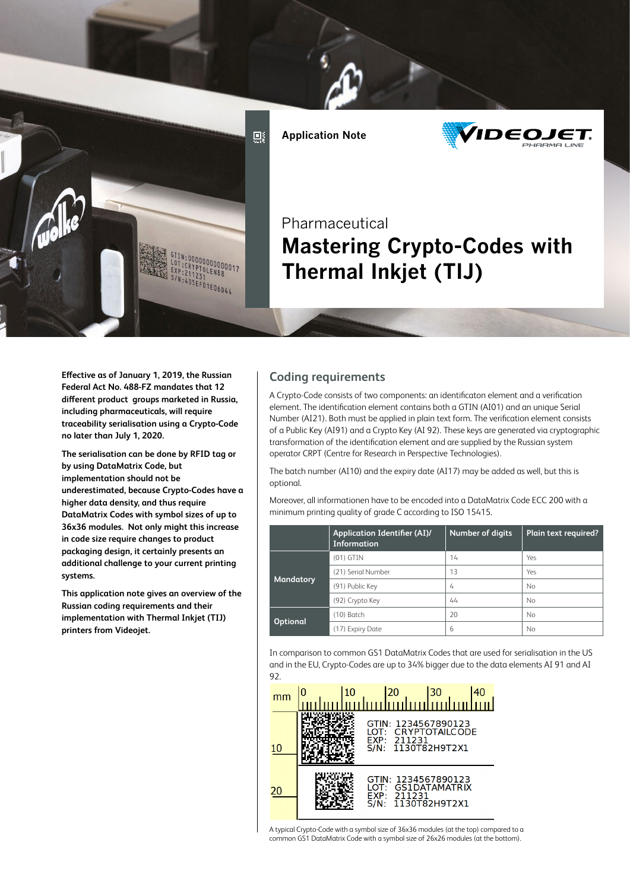Application Note

Pharmaceutical

# Mastering Crypto-Codes with Thermal Inkjet (TIJ)

**Effective as of January 1, 2019, the Russian Federal Act No. 488-FZ mandates that 12 different product groups marketed in Russia, including pharmaceuticals, will require traceability serialisation using a Crypto-Code no later than July 1, 2020.**

**The serialisation can be done by RFID tag or by using DataMatrix Code, but implementation should not be underestimated, because Crypto-Codes have a higher data density, and thus require DataMatrix Codes with symbol sizes of up to 36x36 modules. Not only might this increase in code size require changes to product packaging design, it certainly presents an additional challenge to your current printing systems.**

**This application note gives an overview of the Russian coding requirements and their implementation with Thermal Inkjet (TIJ) printers from Videojet.**

## Coding requirements

A Crypto-Code consists of two components: an identificaton element and a verification element. The identification element contains both a GTIN (AI01) and an unique Serial Number (AI21). Both must be applied in plain text form. The verification element consists of a Public Key (AI91) and a Crypto Key (AI 92). These keys are generated via cryptographic transformation of the identification element and are supplied by the Russian system operator CRPT (Centre for Research in Perspective Technologies).

The batch number (AI10) and the expiry date (AI17) may be added as well, but this is optional.

Moreover, all informationen have to be encoded into a DataMatrix Code ECC 200 with a minimum printing quality of grade C according to ISO 15415.

| | Application Identifier (AI)/ Information | Number of digits | Plain text required? |
|---|---|---|---|
| Mandatory | (01) GTIN | 14 | Yes |
| | (21) Serial Number | 13 | Yes |
| | (91) Public Key | 4 | No |
| | (92) Crypto Key | 44 | No |
| Optional | (10) Batch | 20 | No |
| | (17) Expiry Date | 6 | No |

In comparison to common GS1 DataMatrix Codes that are used for serialisation in the US and in the EU, Crypto-Codes are up to 34% bigger due to the data elements AI 91 and AI 92.

A typical Crypto-Code with a symbol size of 36x36 modules (at the top) compared to a common GS1 DataMatrix Code with a symbol size of 26x26 modules (at the bottom).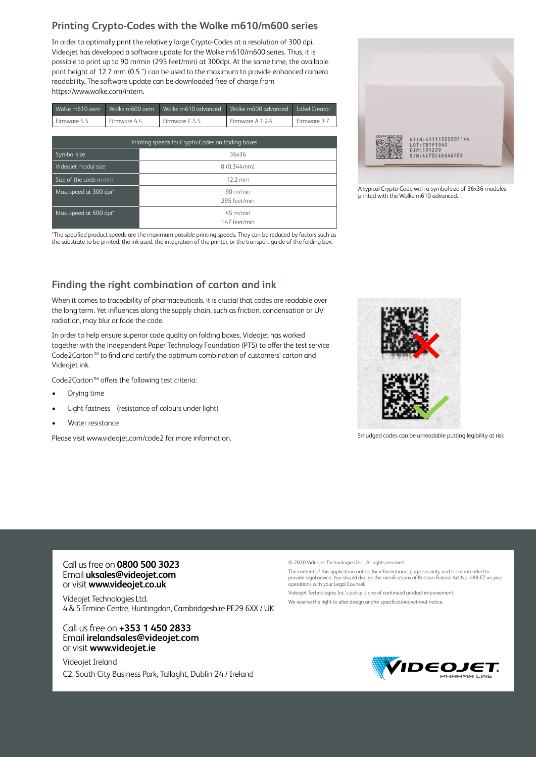## Printing Crypto-Codes with the Wolke m610/m600 series

In order to optimally print the relatively large Crypto-Codes at a resolution of 300 dpi, Videojet has developed a software update for the Wolke m610/m600 series. Thus, it is possible to print up to 90 m/min (295 feet/min) at 300dpi. At the same time, the available print height of 12.7 mm (0.5 ") can be used to the maximum to provide enhanced camera readability. The software update can be downloaded free of charge from https://www.wolke.com/intern.

| Wolke m610 oem | Wolke m600 oem | Wolke m610 advanced | Wolke m600 advanced | Label Creator |
|---|---|---|---|---|
| Firmware 5.5 | Firmware 4.4 | Firmware C.5.5. | Firmware A.1.2.4. | Firmware 3.7 |

| Printing speeds for Crypto-Codes on folding boxes | |
|---|---|
| Symbol size | 36x36 |
| Videojet modul size | 8 (0.344mm) |
| Size of the code in mm | 12.2 mm |
| Max. speed at 300 dpi* | 90 m/min<br>295 feet/min |
| Max. speed at 600 dpi* | 45 m/min<br>147 feet/min |

*The specified product speeds are the maximum possible printing speeds. They can be reduced by factors such as the substrate to be printed, the ink used, the integration of the printer, or the transport guide of the folding box.

A typical Crypto-Code with a symbol size of 36x36 modules printed with the Wolke m610 advanced.

## Finding the right combination of carton and ink

When it comes to traceability of pharmaceuticals, it is crucial that codes are readable over the long term. Yet influences along the supply chain, such as friction, condensation or UV radiation, may blur or fade the code.

In order to help ensure superior code quality on folding boxes, Videojet has worked together with the independent Paper Technology Foundation (PTS) to offer the test service Code2Carton™ to find and certify the optimum combination of customers' carton and Videojet ink.

Code2Carton™ offers the following test criteria:

- Drying time
- Light fastness (resistance of colours under light)
- Water resistance

Please visit www.videojet.com/code2 for more information.

Smudged codes can be unreadable putting legibility at risk

Call us free on **0800 500 3023**
Email **uksales@videojet.com**
or visit **www.videojet.co.uk**

Videojet Technologies Ltd.
4 & 5 Ermine Centre, Huntingdon, Cambridgeshire PE29 6XX / UK

Call us free on **+353 1 450 2833**
Email **irelandsales@videojet.com**
or visit **www.videojet.ie**

Videojet Ireland
C2, South City Business Park, Tallaght, Dublin 24 / Ireland

© 2020 Videojet Technologies Inc. All rights reserved.

The content of this application note is for informational purposes only, and is not intended to provide legal advice. You should discuss the ramifications of Russian Federal Act No. 488-FZ on your operations with your Legal Counsel.

Videojet Technologies Inc.'s policy is one of continued product improvement.

We reserve the right to alter design and/or specifications without notice.